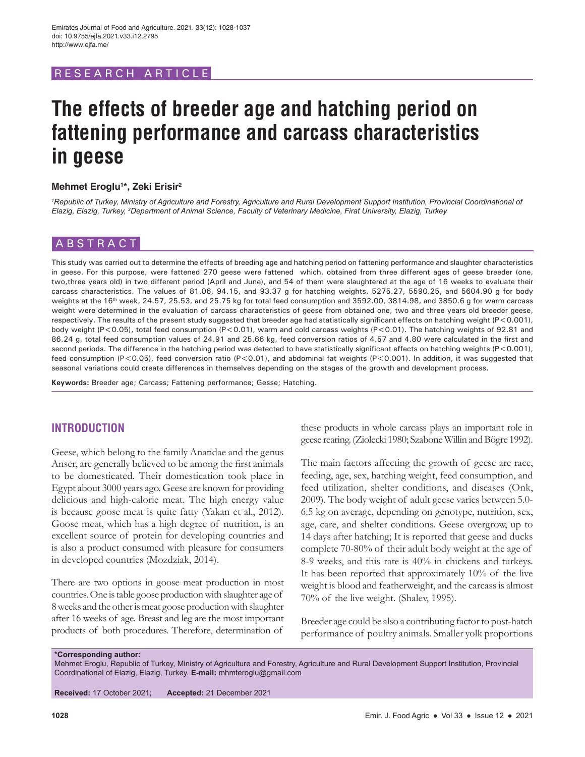RESEARCH ARTICLE

# The effects of breeder age and hatching period on fattening performance and carcass characteristics in geese

**Mehmet Eroglu[1]*, Zeki Erisir[2]**

*[1]Republic of Turkey, Ministry of Agriculture and Forestry, Agriculture and Rural Development Support Institution, Provincial Coordinational of Elazig, Elazig, Turkey, [2]Department of Animal Science, Faculty of Veterinary Medicine, Firat University, Elazig, Turkey*

## ABSTRACT

This study was carried out to determine the effects of breeding age and hatching period on fattening performance and slaughter characteristics in geese. For this purpose, were fattened 270 geese were fattened which, obtained from three different ages of geese breeder (one, two,three years old) in two different period (April and June), and 54 of them were slaughtered at the age of 16 weeks to evaluate their carcass characteristics. The values of 81.06, 94.15, and 93.37 g for hatching weights, 5275.27, 5590.25, and 5604.90 g for body weights at the 16th week, 24.57, 25.53, and 25.75 kg for total feed consumption and 3592.00, 3814.98, and 3850.6 g for warm carcass weight were determined in the evaluation of carcass characteristics of geese from obtained one, two and three years old breeder geese, respectively. The results of the present study suggested that breeder age had statistically significant effects on hatching weight ($P<0.001$), body weight ($P<0.05$), total feed consumption ($P<0.01$), warm and cold carcass weights ($P<0.01$). The hatching weights of 92.81 and 86.24 g, total feed consumption values of 24.91 and 25.66 kg, feed conversion ratios of 4.57 and 4.80 were calculated in the first and second periods. The difference in the hatching period was detected to have statistically significant effects on hatching weights ($P<0.001$), feed consumption ($P<0.05$), feed conversion ratio ($P<0.01$), and abdominal fat weights ($P<0.001$). In addition, it was suggested that seasonal variations could create differences in themselves depending on the stages of the growth and development process.

**Keywords:** Breeder age; Carcass; Fattening performance; Gesse; Hatching.

## INTRODUCTION

Geese, which belong to the family Anatidae and the genus Anser, are generally believed to be among the first animals to be domesticated. Their domestication took place in Egypt about 3000 years ago. Geese are known for providing delicious and high-calorie meat. The high energy value is because goose meat is quite fatty (Yakan et al., 2012). Goose meat, which has a high degree of nutrition, is an excellent source of protein for developing countries and is also a product consumed with pleasure for consumers in developed countries (Mozdziak, 2014).

There are two options in goose meat production in most countries. One is table goose production with slaughter age of 8 weeks and the other is meat goose production with slaughter after 16 weeks of age. Breast and leg are the most important products of both procedures. Therefore, determination of these products in whole carcass plays an important role in geese rearing. (Ziolecki 1980; Szabone Willin and Bögre 1992).

The main factors affecting the growth of geese are race, feeding, age, sex, hatching weight, feed consumption, and feed utilization, shelter conditions, and diseases (Onk, 2009). The body weight of adult geese varies between 5.0-6.5 kg on average, depending on genotype, nutrition, sex, age, care, and shelter conditions. Geese overgrow, up to 14 days after hatching; It is reported that geese and ducks complete 70-80% of their adult body weight at the age of 8-9 weeks, and this rate is 40% in chickens and turkeys. It has been reported that approximately 10% of the live weight is blood and featherweight, and the carcass is almost 70% of the live weight. (Shalev, 1995).

Breeder age could be also a contributing factor to post-hatch performance of poultry animals. Smaller yolk proportions

**\*Corresponding author:**
Mehmet Eroglu, Republic of Turkey, Ministry of Agriculture and Forestry, Agriculture and Rural Development Support Institution, Provincial Coordinational of Elazig, Elazig, Turkey. **E-mail:** mhmteroglu@gmail.com

**Received:** 17 October 2021; **Accepted:** 21 December 2021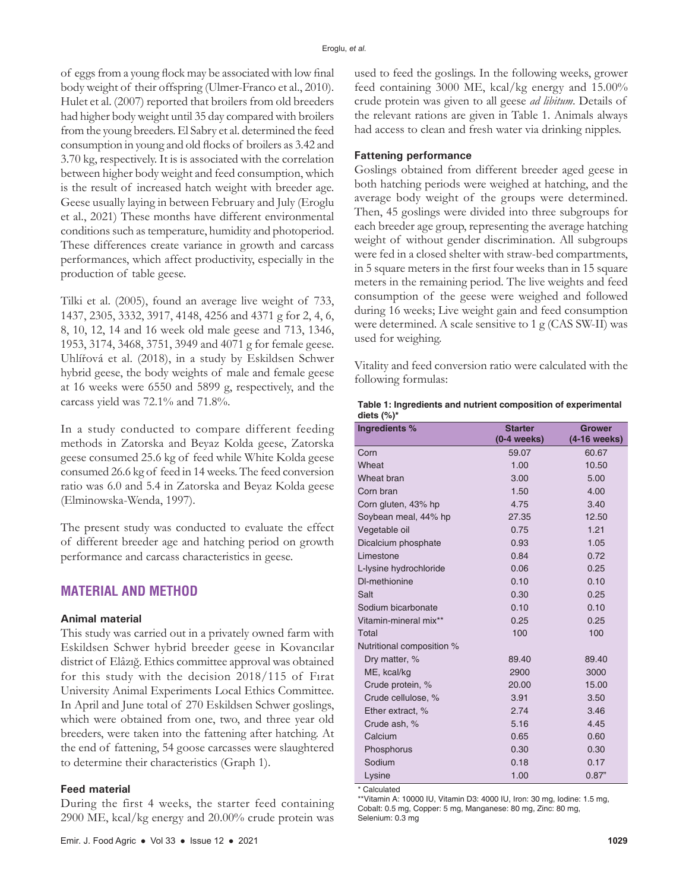of eggs from a young flock may be associated with low final body weight of their offspring (Ulmer-Franco et al., 2010). Hulet et al. (2007) reported that broilers from old breeders had higher body weight until 35 day compared with broilers from the young breeders. El Sabry et al. determined the feed consumption in young and old flocks of broilers as 3.42 and 3.70 kg, respectively. It is is associated with the correlation between higher body weight and feed consumption, which is the result of increased hatch weight with breeder age. Geese usually laying in between February and July (Eroglu et al., 2021) These months have different environmental conditions such as temperature, humidity and photoperiod. These differences create variance in growth and carcass performances, which affect productivity, especially in the production of table geese.

Tilki et al. (2005), found an average live weight of 733, 1437, 2305, 3332, 3917, 4148, 4256 and 4371 g for 2, 4, 6, 8, 10, 12, 14 and 16 week old male geese and 713, 1346, 1953, 3174, 3468, 3751, 3949 and 4071 g for female geese. Uhlířová et al. (2018), in a study by Eskildsen Schwer hybrid geese, the body weights of male and female geese at 16 weeks were 6550 and 5899 g, respectively, and the carcass yield was 72.1% and 71.8%.

In a study conducted to compare different feeding methods in Zatorska and Beyaz Kolda geese, Zatorska geese consumed 25.6 kg of feed while White Kolda geese consumed 26.6 kg of feed in 14 weeks. The feed conversion ratio was 6.0 and 5.4 in Zatorska and Beyaz Kolda geese (Elminowska-Wenda, 1997).

The present study was conducted to evaluate the effect of different breeder age and hatching period on growth performance and carcass characteristics in geese.

## MATERIAL AND METHOD

### Animal material

This study was carried out in a privately owned farm with Eskildsen Schwer hybrid breeder geese in Kovancılar district of Elâzığ. Ethics committee approval was obtained for this study with the decision 2018/115 of Fırat University Animal Experiments Local Ethics Committee. In April and June total of 270 Eskildsen Schwer goslings, which were obtained from one, two, and three year old breeders, were taken into the fattening after hatching. At the end of fattening, 54 goose carcasses were slaughtered to determine their characteristics (Graph 1).

### Feed material

During the first 4 weeks, the starter feed containing 2900 ME, kcal/kg energy and 20.00% crude protein was used to feed the goslings. In the following weeks, grower feed containing 3000 ME, kcal/kg energy and 15.00% crude protein was given to all geese *ad libitum*. Details of the relevant rations are given in Table 1. Animals always had access to clean and fresh water via drinking nipples.

### Fattening performance

Goslings obtained from different breeder aged geese in both hatching periods were weighed at hatching, and the average body weight of the groups were determined. Then, 45 goslings were divided into three subgroups for each breeder age group, representing the average hatching weight of without gender discrimination. All subgroups were fed in a closed shelter with straw-bed compartments, in 5 square meters in the first four weeks than in 15 square meters in the remaining period. The live weights and feed consumption of the geese were weighed and followed during 16 weeks; Live weight gain and feed consumption were determined. A scale sensitive to 1 g (CAS SW-II) was used for weighing.

Vitality and feed conversion ratio were calculated with the following formulas:

**Table 1: Ingredients and nutrient composition of experimental diets (%)***

| Ingredients % | Starter (0-4 weeks) | Grower (4-16 weeks) |
|---|---|---|
| Corn | 59.07 | 60.67 |
| Wheat | 1.00 | 10.50 |
| Wheat bran | 3.00 | 5.00 |
| Corn bran | 1.50 | 4.00 |
| Corn gluten, 43% hp | 4.75 | 3.40 |
| Soybean meal, 44% hp | 27.35 | 12.50 |
| Vegetable oil | 0.75 | 1.21 |
| Dicalcium phosphate | 0.93 | 1.05 |
| Limestone | 0.84 | 0.72 |
| L-lysine hydrochloride | 0.06 | 0.25 |
| Dl-methionine | 0.10 | 0.10 |
| Salt | 0.30 | 0.25 |
| Sodium bicarbonate | 0.10 | 0.10 |
| Vitamin-mineral mix** | 0.25 | 0.25 |
| Total | 100 | 100 |
| Nutritional composition % | | |
| Dry matter, % | 89.40 | 89.40 |
| ME, kcal/kg | 2900 | 3000 |
| Crude protein, % | 20.00 | 15.00 |
| Crude cellulose, % | 3.91 | 3.50 |
| Ether extract, % | 2.74 | 3.46 |
| Crude ash, % | 5.16 | 4.45 |
| Calcium | 0.65 | 0.60 |
| Phosphorus | 0.30 | 0.30 |
| Sodium | 0.18 | 0.17 |
| Lysine | 1.00 | 0.87" |

\* Calculated

**Vitamin A: 10000 IU, Vitamin D3: 4000 IU, Iron: 30 mg, Iodine: 1.5 mg, Cobalt: 0.5 mg, Copper: 5 mg, Manganese: 80 mg, Zinc: 80 mg, Selenium: 0.3 mg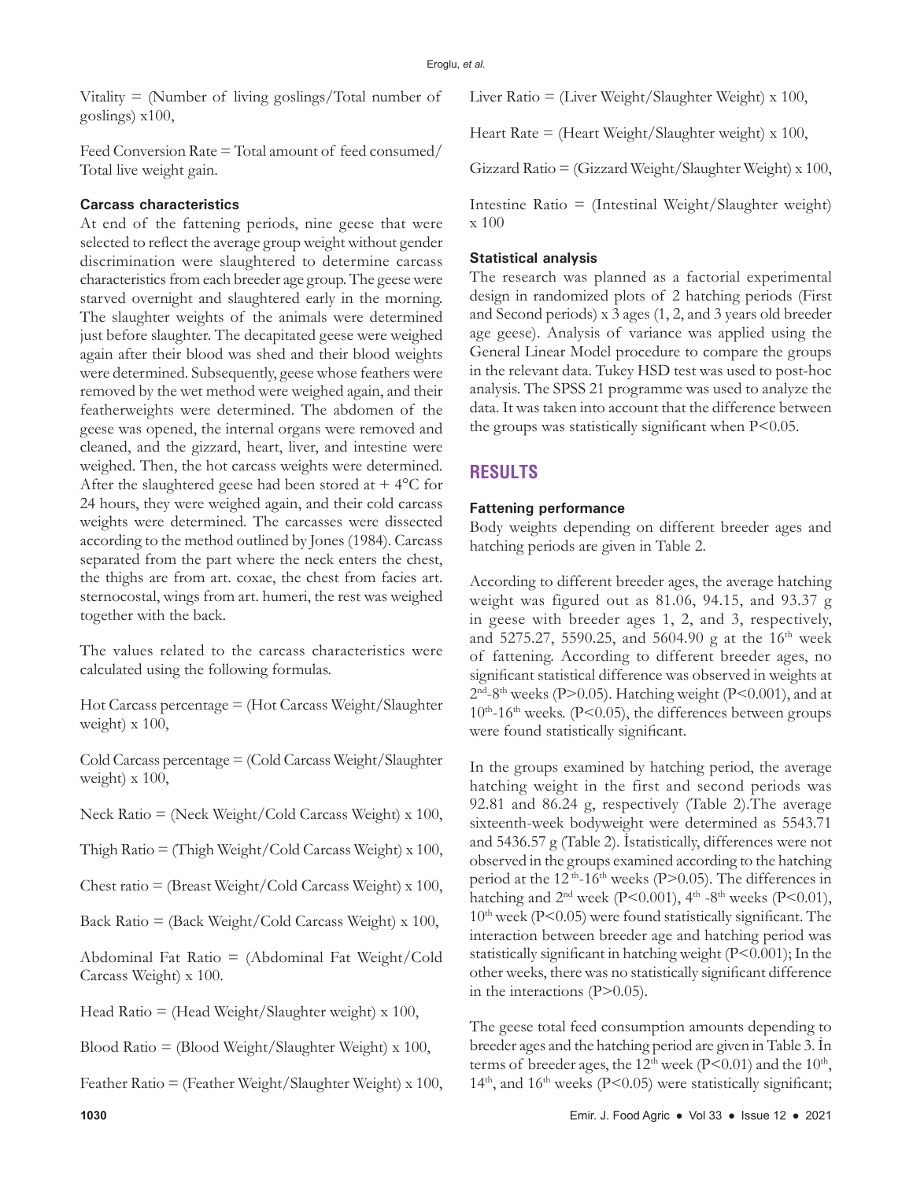Vitality = (Number of living goslings/Total number of goslings) x100,

Feed Conversion Rate = Total amount of feed consumed/ Total live weight gain.

### Carcass characteristics

At end of the fattening periods, nine geese that were selected to reflect the average group weight without gender discrimination were slaughtered to determine carcass characteristics from each breeder age group. The geese were starved overnight and slaughtered early in the morning. The slaughter weights of the animals were determined just before slaughter. The decapitated geese were weighed again after their blood was shed and their blood weights were determined. Subsequently, geese whose feathers were removed by the wet method were weighed again, and their featherweights were determined. The abdomen of the geese was opened, the internal organs were removed and cleaned, and the gizzard, heart, liver, and intestine were weighed. Then, the hot carcass weights were determined. After the slaughtered geese had been stored at + 4°C for 24 hours, they were weighed again, and their cold carcass weights were determined. The carcasses were dissected according to the method outlined by Jones (1984). Carcass separated from the part where the neck enters the chest, the thighs are from art. coxae, the chest from facies art. sternocostal, wings from art. humeri, the rest was weighed together with the back.

The values related to the carcass characteristics were calculated using the following formulas.

Hot Carcass percentage = (Hot Carcass Weight/Slaughter weight) x 100,

Cold Carcass percentage = (Cold Carcass Weight/Slaughter weight) x 100,

Neck Ratio = (Neck Weight/Cold Carcass Weight) x 100,

Thigh Ratio = (Thigh Weight/Cold Carcass Weight) x 100,

Chest ratio = (Breast Weight/Cold Carcass Weight) x 100,

Back Ratio = (Back Weight/Cold Carcass Weight) x 100,

Abdominal Fat Ratio = (Abdominal Fat Weight/Cold Carcass Weight) x 100.

Head Ratio = (Head Weight/Slaughter weight) x 100,

Blood Ratio = (Blood Weight/Slaughter Weight) x 100,

Feather Ratio = (Feather Weight/Slaughter Weight) x 100,

Liver Ratio = (Liver Weight/Slaughter Weight) x 100,

Heart Rate = (Heart Weight/Slaughter weight) x 100,

Gizzard Ratio = (Gizzard Weight/Slaughter Weight) x 100,

Intestine Ratio = (Intestinal Weight/Slaughter weight) x 100

### Statistical analysis

The research was planned as a factorial experimental design in randomized plots of 2 hatching periods (First and Second periods) x 3 ages (1, 2, and 3 years old breeder age geese). Analysis of variance was applied using the General Linear Model procedure to compare the groups in the relevant data. Tukey HSD test was used to post-hoc analysis. The SPSS 21 programme was used to analyze the data. It was taken into account that the difference between the groups was statistically significant when $P<0.05$.

## RESULTS

### Fattening performance

Body weights depending on different breeder ages and hatching periods are given in Table 2.

According to different breeder ages, the average hatching weight was figured out as 81.06, 94.15, and 93.37 g in geese with breeder ages 1, 2, and 3, respectively, and 5275.27, 5590.25, and 5604.90 g at the 16th week of fattening. According to different breeder ages, no significant statistical difference was observed in weights at 2nd-8th weeks ($P>0.05$). Hatching weight ($P<0.001$), and at 10th-16th weeks. ($P<0.05$), the differences between groups were found statistically significant.

In the groups examined by hatching period, the average hatching weight in the first and second periods was 92.81 and 86.24 g, respectively (Table 2).The average sixteenth-week bodyweight were determined as 5543.71 and 5436.57 g (Table 2). İstatistically, differences were not observed in the groups examined according to the hatching period at the 12th-16th weeks ($P>0.05$). The differences in hatching and 2nd week ($P<0.001$), 4th -8th weeks ($P<0.01$), 10th week ($P<0.05$) were found statistically significant. The interaction between breeder age and hatching period was statistically significant in hatching weight ($P<0.001$); In the other weeks, there was no statistically significant difference in the interactions ($P>0.05$).

The geese total feed consumption amounts depending to breeder ages and the hatching period are given in Table 3. İn terms of breeder ages, the 12th week ($P<0.01$) and the 10th, 14th, and 16th weeks ($P<0.05$) were statistically significant;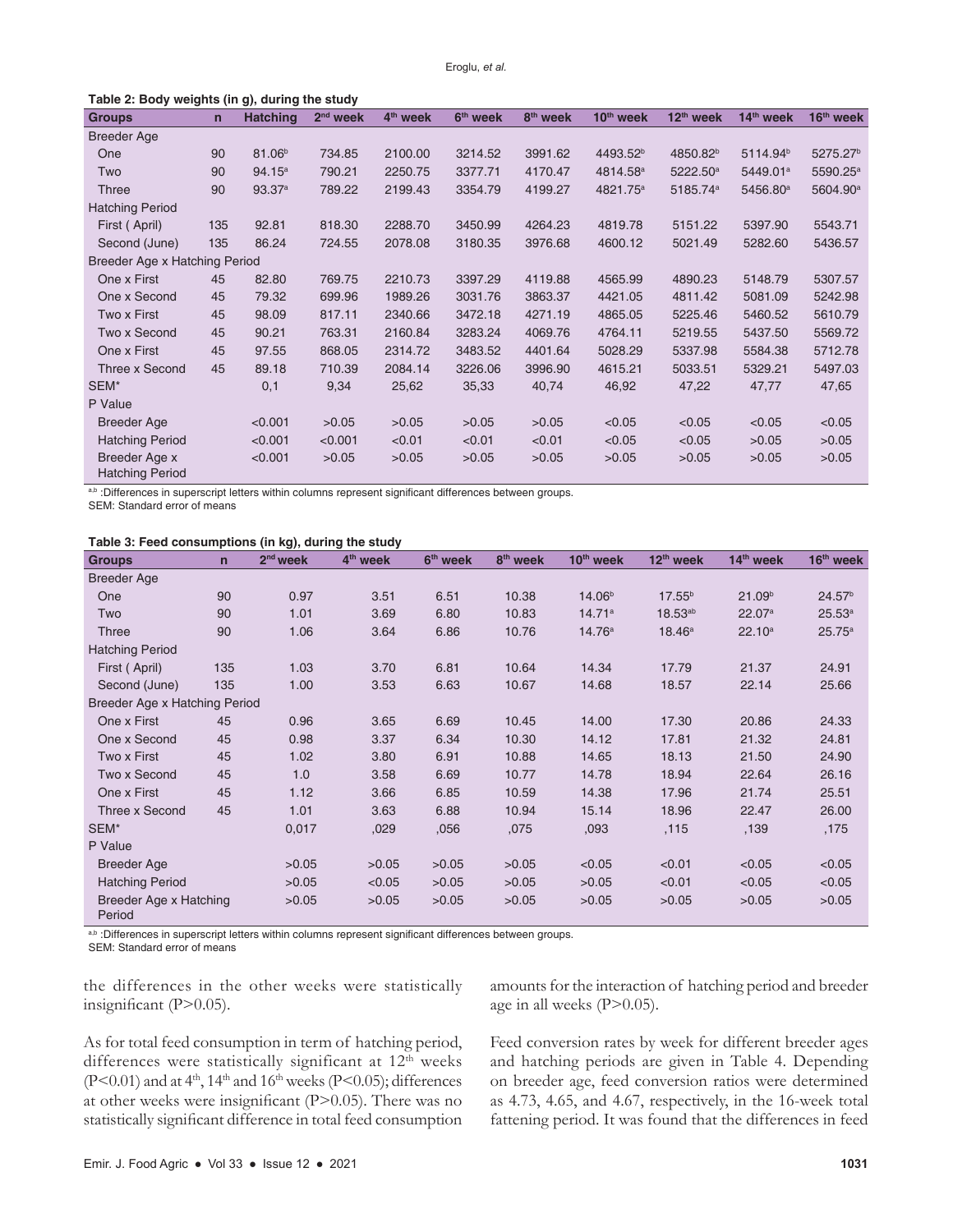**Table 2: Body weights (in g), during the study**

| Groups | n | Hatching | 2nd week | 4th week | 6th week | 8th week | 10th week | 12th week | 14th week | 16th week |
|---|---|---|---|---|---|---|---|---|---|---|
| Breeder Age | | | | | | | | | | |
| One | 90 | 81.06[b] | 734.85 | 2100.00 | 3214.52 | 3991.62 | 4493.52[b] | 4850.82[b] | 5114.94[b] | 5275.27[b] |
| Two | 90 | 94.15[a] | 790.21 | 2250.75 | 3377.71 | 4170.47 | 4814.58[a] | 5222.50[a] | 5449.01[a] | 5590.25[a] |
| Three | 90 | 93.37[a] | 789.22 | 2199.43 | 3354.79 | 4199.27 | 4821.75[a] | 5185.74[a] | 5456.80[a] | 5604.90[a] |
| Hatching Period | | | | | | | | | | |
| First ( April) | 135 | 92.81 | 818.30 | 2288.70 | 3450.99 | 4264.23 | 4819.78 | 5151.22 | 5397.90 | 5543.71 |
| Second (June) | 135 | 86.24 | 724.55 | 2078.08 | 3180.35 | 3976.68 | 4600.12 | 5021.49 | 5282.60 | 5436.57 |
| Breeder Age x Hatching Period | | | | | | | | | | |
| One x First | 45 | 82.80 | 769.75 | 2210.73 | 3397.29 | 4119.88 | 4565.99 | 4890.23 | 5148.79 | 5307.57 |
| One x Second | 45 | 79.32 | 699.96 | 1989.26 | 3031.76 | 3863.37 | 4421.05 | 4811.42 | 5081.09 | 5242.98 |
| Two x First | 45 | 98.09 | 817.11 | 2340.66 | 3472.18 | 4271.19 | 4865.05 | 5225.46 | 5460.52 | 5610.79 |
| Two x Second | 45 | 90.21 | 763.31 | 2160.84 | 3283.24 | 4069.76 | 4764.11 | 5219.55 | 5437.50 | 5569.72 |
| One x First | 45 | 97.55 | 868.05 | 2314.72 | 3483.52 | 4401.64 | 5028.29 | 5337.98 | 5584.38 | 5712.78 |
| Three x Second | 45 | 89.18 | 710.39 | 2084.14 | 3226.06 | 3996.90 | 4615.21 | 5033.51 | 5329.21 | 5497.03 |
| SEM* | | 0,1 | 9,34 | 25,62 | 35,33 | 40,74 | 46,92 | 47,22 | 47,77 | 47,65 |
| P Value | | | | | | | | | | |
| Breeder Age | | <0.001 | >0.05 | >0.05 | >0.05 | >0.05 | <0.05 | <0.05 | <0.05 | <0.05 |
| Hatching Period | | <0.001 | <0.001 | <0.01 | <0.01 | <0.01 | <0.05 | <0.05 | >0.05 | >0.05 |
| Breeder Age x Hatching Period | | <0.001 | >0.05 | >0.05 | >0.05 | >0.05 | >0.05 | >0.05 | >0.05 | >0.05 |

a,b :Differences in superscript letters within columns represent significant differences between groups.
SEM: Standard error of means

**Table 3: Feed consumptions (in kg), during the study**

| Groups | n | 2nd week | 4th week | 6th week | 8th week | 10th week | 12th week | 14th week | 16th week |
|---|---|---|---|---|---|---|---|---|---|
| Breeder Age | | | | | | | | | |
| One | 90 | 0.97 | 3.51 | 6.51 | 10.38 | 14.06[b] | 17.55[b] | 21.09[b] | 24.57[b] |
| Two | 90 | 1.01 | 3.69 | 6.80 | 10.83 | 14.71[a] | 18.53[ab] | 22.07[a] | 25.53[a] |
| Three | 90 | 1.06 | 3.64 | 6.86 | 10.76 | 14.76[a] | 18.46[a] | 22.10[a] | 25.75[a] |
| Hatching Period | | | | | | | | | |
| First ( April) | 135 | 1.03 | 3.70 | 6.81 | 10.64 | 14.34 | 17.79 | 21.37 | 24.91 |
| Second (June) | 135 | 1.00 | 3.53 | 6.63 | 10.67 | 14.68 | 18.57 | 22.14 | 25.66 |
| Breeder Age x Hatching Period | | | | | | | | | |
| One x First | 45 | 0.96 | 3.65 | 6.69 | 10.45 | 14.00 | 17.30 | 20.86 | 24.33 |
| One x Second | 45 | 0.98 | 3.37 | 6.34 | 10.30 | 14.12 | 17.81 | 21.32 | 24.81 |
| Two x First | 45 | 1.02 | 3.80 | 6.91 | 10.88 | 14.65 | 18.13 | 21.50 | 24.90 |
| Two x Second | 45 | 1.0 | 3.58 | 6.69 | 10.77 | 14.78 | 18.94 | 22.64 | 26.16 |
| One x First | 45 | 1.12 | 3.66 | 6.85 | 10.59 | 14.38 | 17.96 | 21.74 | 25.51 |
| Three x Second | 45 | 1.01 | 3.63 | 6.88 | 10.94 | 15.14 | 18.96 | 22.47 | 26.00 |
| SEM* | | 0,017 | ,029 | ,056 | ,075 | ,093 | ,115 | ,139 | ,175 |
| P Value | | | | | | | | | |
| Breeder Age | | >0.05 | >0.05 | >0.05 | >0.05 | <0.05 | <0.01 | <0.05 | <0.05 |
| Hatching Period | | >0.05 | <0.05 | >0.05 | >0.05 | >0.05 | <0.01 | <0.05 | <0.05 |
| Breeder Age x Hatching Period | | >0.05 | >0.05 | >0.05 | >0.05 | >0.05 | >0.05 | >0.05 | >0.05 |

a,b :Differences in superscript letters within columns represent significant differences between groups.
SEM: Standard error of means

the differences in the other weeks were statistically insignificant ($P>0.05$).

As for total feed consumption in term of hatching period, differences were statistically significant at 12th weeks ($P<0.01$) and at 4th, 14th and 16th weeks ($P<0.05$); differences at other weeks were insignificant ($P>0.05$). There was no statistically significant difference in total feed consumption amounts for the interaction of hatching period and breeder age in all weeks ($P>0.05$).

Feed conversion rates by week for different breeder ages and hatching periods are given in Table 4. Depending on breeder age, feed conversion ratios were determined as 4.73, 4.65, and 4.67, respectively, in the 16-week total fattening period. It was found that the differences in feed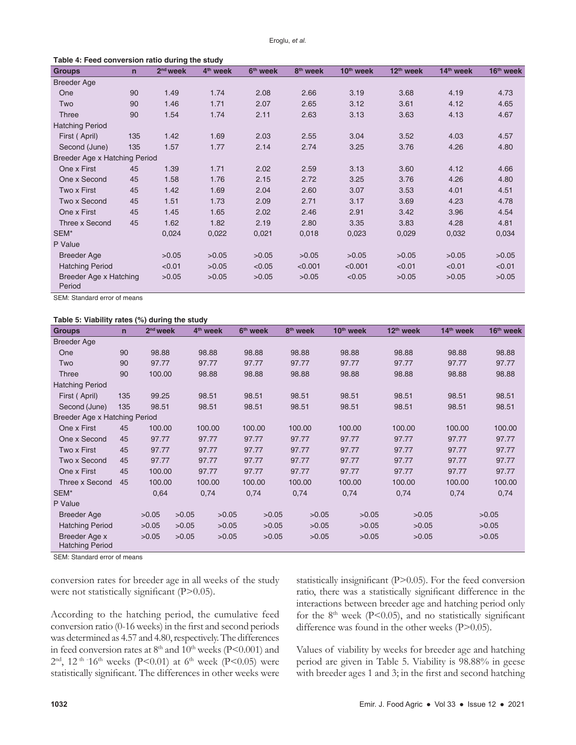**Table 4: Feed conversion ratio during the study**

| Groups | n | 2nd week | 4th week | 6th week | 8th week | 10th week | 12th week | 14th week | 16th week |
|---|---|---|---|---|---|---|---|---|---|
| Breeder Age | | | | | | | | | |
| One | 90 | 1.49 | 1.74 | 2.08 | 2.66 | 3.19 | 3.68 | 4.19 | 4.73 |
| Two | 90 | 1.46 | 1.71 | 2.07 | 2.65 | 3.12 | 3.61 | 4.12 | 4.65 |
| Three | 90 | 1.54 | 1.74 | 2.11 | 2.63 | 3.13 | 3.63 | 4.13 | 4.67 |
| Hatching Period | | | | | | | | | |
| First ( April) | 135 | 1.42 | 1.69 | 2.03 | 2.55 | 3.04 | 3.52 | 4.03 | 4.57 |
| Second (June) | 135 | 1.57 | 1.77 | 2.14 | 2.74 | 3.25 | 3.76 | 4.26 | 4.80 |
| Breeder Age x Hatching Period | | | | | | | | | |
| One x First | 45 | 1.39 | 1.71 | 2.02 | 2.59 | 3.13 | 3.60 | 4.12 | 4.66 |
| One x Second | 45 | 1.58 | 1.76 | 2.15 | 2.72 | 3.25 | 3.76 | 4.26 | 4.80 |
| Two x First | 45 | 1.42 | 1.69 | 2.04 | 2.60 | 3.07 | 3.53 | 4.01 | 4.51 |
| Two x Second | 45 | 1.51 | 1.73 | 2.09 | 2.71 | 3.17 | 3.69 | 4.23 | 4.78 |
| One x First | 45 | 1.45 | 1.65 | 2.02 | 2.46 | 2.91 | 3.42 | 3.96 | 4.54 |
| Three x Second | 45 | 1.62 | 1.82 | 2.19 | 2.80 | 3.35 | 3.83 | 4.28 | 4.81 |
| SEM* | | 0,024 | 0,022 | 0,021 | 0,018 | 0,023 | 0,029 | 0,032 | 0,034 |
| P Value | | | | | | | | | |
| Breeder Age | | >0.05 | >0.05 | >0.05 | >0.05 | >0.05 | >0.05 | >0.05 | >0.05 |
| Hatching Period | | <0.01 | >0.05 | <0.05 | <0.001 | <0.001 | <0.01 | <0.01 | <0.01 |
| Breeder Age x Hatching Period | | >0.05 | >0.05 | >0.05 | >0.05 | <0.05 | >0.05 | >0.05 | >0.05 |

SEM: Standard error of means

**Table 5: Viability rates (%) during the study**

| Groups | n | 2nd week | 4th week | 6th week | 8th week | 10th week | 12th week | 14th week | 16th week |
|---|---|---|---|---|---|---|---|---|---|
| Breeder Age | | | | | | | | | |
| One | 90 | 98.88 | 98.88 | 98.88 | 98.88 | 98.88 | 98.88 | 98.88 | 98.88 |
| Two | 90 | 97.77 | 97.77 | 97.77 | 97.77 | 97.77 | 97.77 | 97.77 | 97.77 |
| Three | 90 | 100.00 | 98.88 | 98.88 | 98.88 | 98.88 | 98.88 | 98.88 | 98.88 |
| Hatching Period | | | | | | | | | |
| First ( April) | 135 | 99.25 | 98.51 | 98.51 | 98.51 | 98.51 | 98.51 | 98.51 | 98.51 |
| Second (June) | 135 | 98.51 | 98.51 | 98.51 | 98.51 | 98.51 | 98.51 | 98.51 | 98.51 |
| Breeder Age x Hatching Period | | | | | | | | | |
| One x First | 45 | 100.00 | 100.00 | 100.00 | 100.00 | 100.00 | 100.00 | 100.00 | 100.00 |
| One x Second | 45 | 97.77 | 97.77 | 97.77 | 97.77 | 97.77 | 97.77 | 97.77 | 97.77 |
| Two x First | 45 | 97.77 | 97.77 | 97.77 | 97.77 | 97.77 | 97.77 | 97.77 | 97.77 |
| Two x Second | 45 | 97.77 | 97.77 | 97.77 | 97.77 | 97.77 | 97.77 | 97.77 | 97.77 |
| One x First | 45 | 100.00 | 97.77 | 97.77 | 97.77 | 97.77 | 97.77 | 97.77 | 97.77 |
| Three x Second | 45 | 100.00 | 100.00 | 100.00 | 100.00 | 100.00 | 100.00 | 100.00 | 100.00 |
| SEM* | | 0,64 | 0,74 | 0,74 | 0,74 | 0,74 | 0,74 | 0,74 | 0,74 |
| P Value | | | | | | | | | |
| Breeder Age | | >0.05 | >0.05 | >0.05 | >0.05 | >0.05 | >0.05 | >0.05 | >0.05 |
| Hatching Period | | >0.05 | >0.05 | >0.05 | >0.05 | >0.05 | >0.05 | >0.05 | >0.05 |
| Breeder Age x Hatching Period | | >0.05 | >0.05 | >0.05 | >0.05 | >0.05 | >0.05 | >0.05 | >0.05 |

SEM: Standard error of means

conversion rates for breeder age in all weeks of the study were not statistically significant (P>0.05).

According to the hatching period, the cumulative feed conversion ratio (0-16 weeks) in the first and second periods was determined as 4.57 and 4.80, respectively. The differences in feed conversion rates at 8th and 10th weeks (P<0.001) and 2nd, 12th-16th weeks (P<0.01) at 6th week (P<0.05) were statistically significant. The differences in other weeks were statistically insignificant (P>0.05). For the feed conversion ratio, there was a statistically significant difference in the interactions between breeder age and hatching period only for the 8th week (P<0.05), and no statistically significant difference was found in the other weeks (P>0.05).

Values of viability by weeks for breeder age and hatching period are given in Table 5. Viability is 98.88% in geese with breeder ages 1 and 3; in the first and second hatching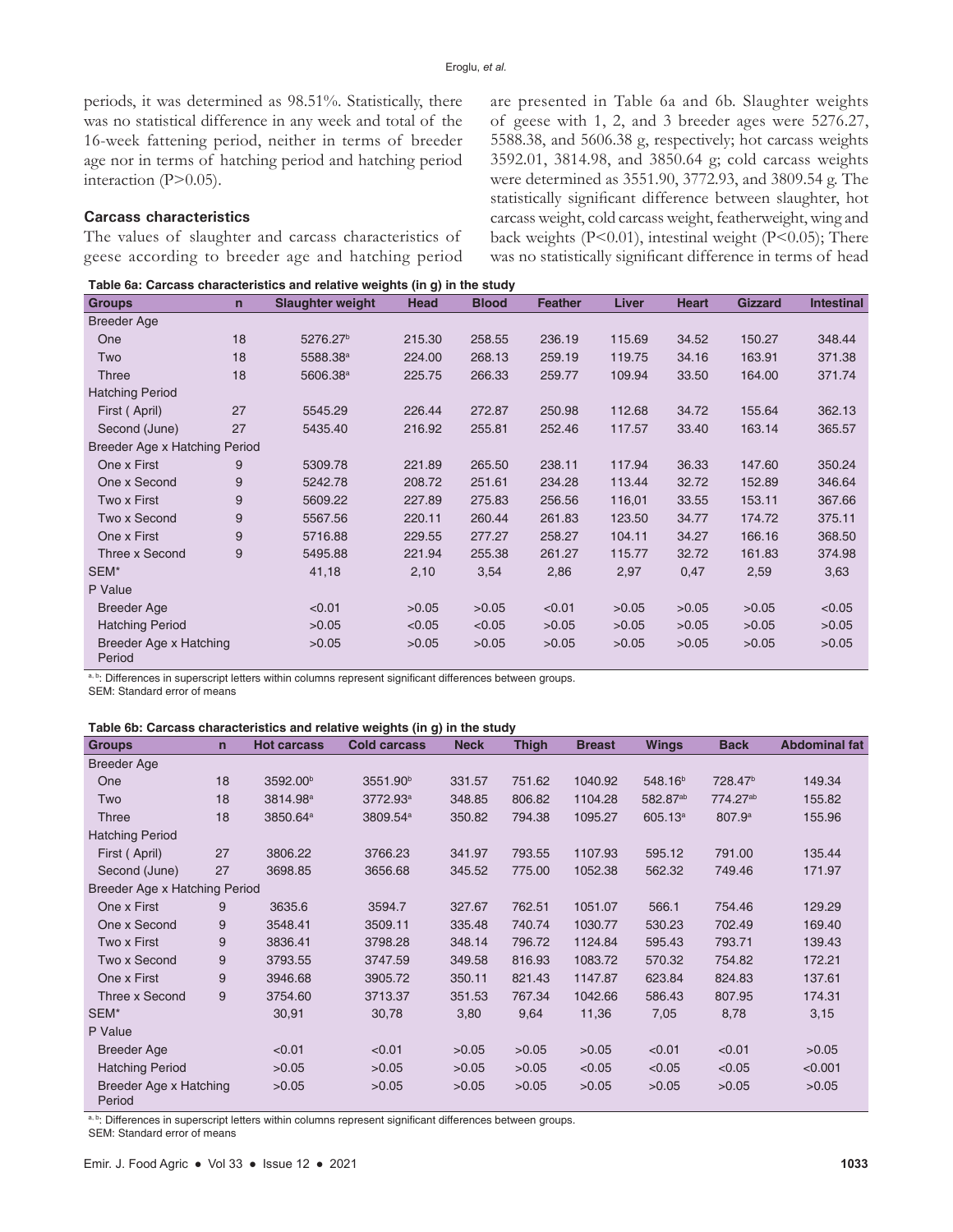periods, it was determined as 98.51%. Statistically, there was no statistical difference in any week and total of the 16-week fattening period, neither in terms of breeder age nor in terms of hatching period and hatching period interaction (P>0.05).

### Carcass characteristics

The values of slaughter and carcass characteristics of geese according to breeder age and hatching period are presented in Table 6a and 6b. Slaughter weights of geese with 1, 2, and 3 breeder ages were 5276.27, 5588.38, and 5606.38 g, respectively; hot carcass weights 3592.01, 3814.98, and 3850.64 g; cold carcass weights were determined as 3551.90, 3772.93, and 3809.54 g. The statistically significant difference between slaughter, hot carcass weight, cold carcass weight, featherweight, wing and back weights (P<0.01), intestinal weight (P<0.05); There was no statistically significant difference in terms of head

**Table 6a: Carcass characteristics and relative weights (in g) in the study**

| Groups | n | Slaughter weight | Head | Blood | Feather | Liver | Heart | Gizzard | Intestinal |
|---|---|---|---|---|---|---|---|---|---|
| Breeder Age | | | | | | | | | |
| One | 18 | 5276.27[b] | 215.30 | 258.55 | 236.19 | 115.69 | 34.52 | 150.27 | 348.44 |
| Two | 18 | 5588.38[a] | 224.00 | 268.13 | 259.19 | 119.75 | 34.16 | 163.91 | 371.38 |
| Three | 18 | 5606.38[a] | 225.75 | 266.33 | 259.77 | 109.94 | 33.50 | 164.00 | 371.74 |
| Hatching Period | | | | | | | | | |
| First ( April) | 27 | 5545.29 | 226.44 | 272.87 | 250.98 | 112.68 | 34.72 | 155.64 | 362.13 |
| Second (June) | 27 | 5435.40 | 216.92 | 255.81 | 252.46 | 117.57 | 33.40 | 163.14 | 365.57 |
| Breeder Age x Hatching Period | | | | | | | | | |
| One x First | 9 | 5309.78 | 221.89 | 265.50 | 238.11 | 117.94 | 36.33 | 147.60 | 350.24 |
| One x Second | 9 | 5242.78 | 208.72 | 251.61 | 234.28 | 113.44 | 32.72 | 152.89 | 346.64 |
| Two x First | 9 | 5609.22 | 227.89 | 275.83 | 256.56 | 116,01 | 33.55 | 153.11 | 367.66 |
| Two x Second | 9 | 5567.56 | 220.11 | 260.44 | 261.83 | 123.50 | 34.77 | 174.72 | 375.11 |
| One x First | 9 | 5716.88 | 229.55 | 277.27 | 258.27 | 104.11 | 34.27 | 166.16 | 368.50 |
| Three x Second | 9 | 5495.88 | 221.94 | 255.38 | 261.27 | 115.77 | 32.72 | 161.83 | 374.98 |
| SEM* | | 41,18 | 2,10 | 3,54 | 2,86 | 2,97 | 0,47 | 2,59 | 3,63 |
| P Value | | | | | | | | | |
| Breeder Age | | <0.01 | >0.05 | >0.05 | <0.01 | >0.05 | >0.05 | >0.05 | <0.05 |
| Hatching Period | | >0.05 | <0.05 | <0.05 | >0.05 | >0.05 | >0.05 | >0.05 | >0.05 |
| Breeder Age x Hatching Period | | >0.05 | >0.05 | >0.05 | >0.05 | >0.05 | >0.05 | >0.05 | >0.05 |

a, b: Differences in superscript letters within columns represent significant differences between groups.
SEM: Standard error of means

**Table 6b: Carcass characteristics and relative weights (in g) in the study**

| Groups | n | Hot carcass | Cold carcass | Neck | Thigh | Breast | Wings | Back | Abdominal fat |
|---|---|---|---|---|---|---|---|---|---|
| Breeder Age | | | | | | | | | |
| One | 18 | 3592.00[b] | 3551.90[b] | 331.57 | 751.62 | 1040.92 | 548.16[b] | 728.47[b] | 149.34 |
| Two | 18 | 3814.98[a] | 3772.93[a] | 348.85 | 806.82 | 1104.28 | 582.87[ab] | 774.27[ab] | 155.82 |
| Three | 18 | 3850.64[a] | 3809.54[a] | 350.82 | 794.38 | 1095.27 | 605.13[a] | 807.9[a] | 155.96 |
| Hatching Period | | | | | | | | | |
| First ( April) | 27 | 3806.22 | 3766.23 | 341.97 | 793.55 | 1107.93 | 595.12 | 791.00 | 135.44 |
| Second (June) | 27 | 3698.85 | 3656.68 | 345.52 | 775.00 | 1052.38 | 562.32 | 749.46 | 171.97 |
| Breeder Age x Hatching Period | | | | | | | | | |
| One x First | 9 | 3635.6 | 3594.7 | 327.67 | 762.51 | 1051.07 | 566.1 | 754.46 | 129.29 |
| One x Second | 9 | 3548.41 | 3509.11 | 335.48 | 740.74 | 1030.77 | 530.23 | 702.49 | 169.40 |
| Two x First | 9 | 3836.41 | 3798.28 | 348.14 | 796.72 | 1124.84 | 595.43 | 793.71 | 139.43 |
| Two x Second | 9 | 3793.55 | 3747.59 | 349.58 | 816.93 | 1083.72 | 570.32 | 754.82 | 172.21 |
| One x First | 9 | 3946.68 | 3905.72 | 350.11 | 821.43 | 1147.87 | 623.84 | 824.83 | 137.61 |
| Three x Second | 9 | 3754.60 | 3713.37 | 351.53 | 767.34 | 1042.66 | 586.43 | 807.95 | 174.31 |
| SEM* | | 30,91 | 30,78 | 3,80 | 9,64 | 11,36 | 7,05 | 8,78 | 3,15 |
| P Value | | | | | | | | | |
| Breeder Age | | <0.01 | <0.01 | >0.05 | >0.05 | >0.05 | <0.01 | <0.01 | >0.05 |
| Hatching Period | | >0.05 | >0.05 | >0.05 | >0.05 | <0.05 | <0.05 | <0.05 | <0.001 |
| Breeder Age x Hatching Period | | >0.05 | >0.05 | >0.05 | >0.05 | >0.05 | >0.05 | >0.05 | >0.05 |

a, b: Differences in superscript letters within columns represent significant differences between groups.
SEM: Standard error of means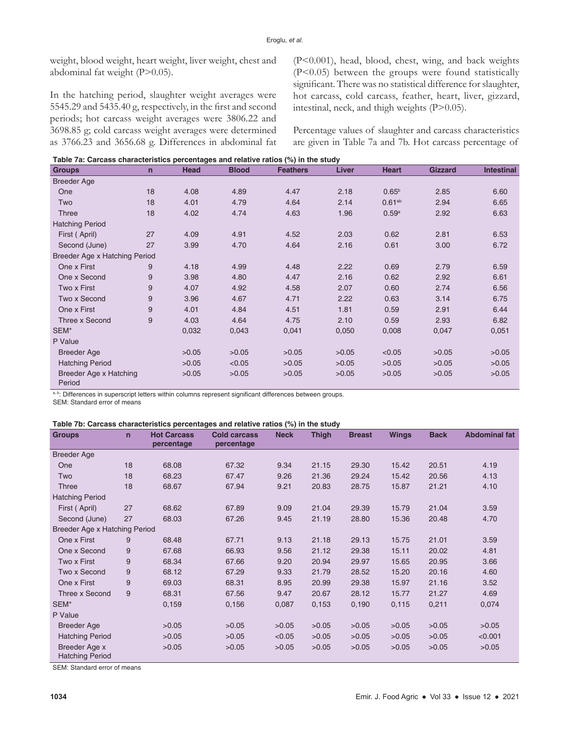weight, blood weight, heart weight, liver weight, chest and abdominal fat weight (P>0.05).

In the hatching period, slaughter weight averages were 5545.29 and 5435.40 g, respectively, in the first and second periods; hot carcass weight averages were 3806.22 and 3698.85 g; cold carcass weight averages were determined as 3766.23 and 3656.68 g. Differences in abdominal fat (P<0.001), head, blood, chest, wing, and back weights (P<0.05) between the groups were found statistically significant. There was no statistical difference for slaughter, hot carcass, cold carcass, feather, heart, liver, gizzard, intestinal, neck, and thigh weights (P>0.05).

Percentage values of slaughter and carcass characteristics are given in Table 7a and 7b. Hot carcass percentage of

**Table 7a: Carcass characteristics percentages and relative ratios (%) in the study**

| Groups | n | Head | Blood | Feathers | Liver | Heart | Gizzard | Intestinal |
|---|---|---|---|---|---|---|---|---|
| Breeder Age | | | | | | | | |
| One | 18 | 4.08 | 4.89 | 4.47 | 2.18 | 0.65[b] | 2.85 | 6.60 |
| Two | 18 | 4.01 | 4.79 | 4.64 | 2.14 | 0.61[ab] | 2.94 | 6.65 |
| Three | 18 | 4.02 | 4.74 | 4.63 | 1.96 | 0.59[a] | 2.92 | 6.63 |
| Hatching Period | | | | | | | | |
| First ( April) | 27 | 4.09 | 4.91 | 4.52 | 2.03 | 0.62 | 2.81 | 6.53 |
| Second (June) | 27 | 3.99 | 4.70 | 4.64 | 2.16 | 0.61 | 3.00 | 6.72 |
| Breeder Age x Hatching Period | | | | | | | | |
| One x First | 9 | 4.18 | 4.99 | 4.48 | 2.22 | 0.69 | 2.79 | 6.59 |
| One x Second | 9 | 3.98 | 4.80 | 4.47 | 2.16 | 0.62 | 2.92 | 6.61 |
| Two x First | 9 | 4.07 | 4.92 | 4.58 | 2.07 | 0.60 | 2.74 | 6.56 |
| Two x Second | 9 | 3.96 | 4.67 | 4.71 | 2.22 | 0.63 | 3.14 | 6.75 |
| One x First | 9 | 4.01 | 4.84 | 4.51 | 1.81 | 0.59 | 2.91 | 6.44 |
| Three x Second | 9 | 4.03 | 4.64 | 4.75 | 2.10 | 0.59 | 2.93 | 6.82 |
| SEM* | | 0,032 | 0,043 | 0,041 | 0,050 | 0,008 | 0,047 | 0,051 |
| P Value | | | | | | | | |
| Breeder Age | | >0.05 | >0.05 | >0.05 | >0.05 | <0.05 | >0.05 | >0.05 |
| Hatching Period | | >0.05 | <0.05 | >0.05 | >0.05 | >0.05 | >0.05 | >0.05 |
| Breeder Age x Hatching Period | | >0.05 | >0.05 | >0.05 | >0.05 | >0.05 | >0.05 | >0.05 |

a, b: Differences in superscript letters within columns represent significant differences between groups.

SEM: Standard error of means

**Table 7b: Carcass characteristics percentages and relative ratios (%) in the study**

| Groups | n | Hot Carcass percentage | Cold carcass percentage | Neck | Thigh | Breast | Wings | Back | Abdominal fat |
|---|---|---|---|---|---|---|---|---|---|
| Breeder Age | | | | | | | | | |
| One | 18 | 68.08 | 67.32 | 9.34 | 21.15 | 29.30 | 15.42 | 20.51 | 4.19 |
| Two | 18 | 68.23 | 67.47 | 9.26 | 21.36 | 29.24 | 15.42 | 20.56 | 4.13 |
| Three | 18 | 68.67 | 67.94 | 9.21 | 20.83 | 28.75 | 15.87 | 21.21 | 4.10 |
| Hatching Period | | | | | | | | | |
| First ( April) | 27 | 68.62 | 67.89 | 9.09 | 21.04 | 29.39 | 15.79 | 21.04 | 3.59 |
| Second (June) | 27 | 68.03 | 67.26 | 9.45 | 21.19 | 28.80 | 15.36 | 20.48 | 4.70 |
| Breeder Age x Hatching Period | | | | | | | | | |
| One x First | 9 | 68.48 | 67.71 | 9.13 | 21.18 | 29.13 | 15.75 | 21.01 | 3.59 |
| One x Second | 9 | 67.68 | 66.93 | 9.56 | 21.12 | 29.38 | 15.11 | 20.02 | 4.81 |
| Two x First | 9 | 68.34 | 67.66 | 9.20 | 20.94 | 29.97 | 15.65 | 20.95 | 3.66 |
| Two x Second | 9 | 68.12 | 67.29 | 9.33 | 21.79 | 28.52 | 15.20 | 20.16 | 4.60 |
| One x First | 9 | 69.03 | 68.31 | 8.95 | 20.99 | 29.38 | 15.97 | 21.16 | 3.52 |
| Three x Second | 9 | 68.31 | 67.56 | 9.47 | 20.67 | 28.12 | 15.77 | 21.27 | 4.69 |
| SEM* | | 0,159 | 0,156 | 0,087 | 0,153 | 0,190 | 0,115 | 0,211 | 0,074 |
| P Value | | | | | | | | | |
| Breeder Age | | >0.05 | >0.05 | >0.05 | >0.05 | >0.05 | >0.05 | >0.05 | >0.05 |
| Hatching Period | | >0.05 | >0.05 | <0.05 | >0.05 | >0.05 | >0.05 | >0.05 | <0.001 |
| Breeder Age x Hatching Period | | >0.05 | >0.05 | >0.05 | >0.05 | >0.05 | >0.05 | >0.05 | >0.05 |

SEM: Standard error of means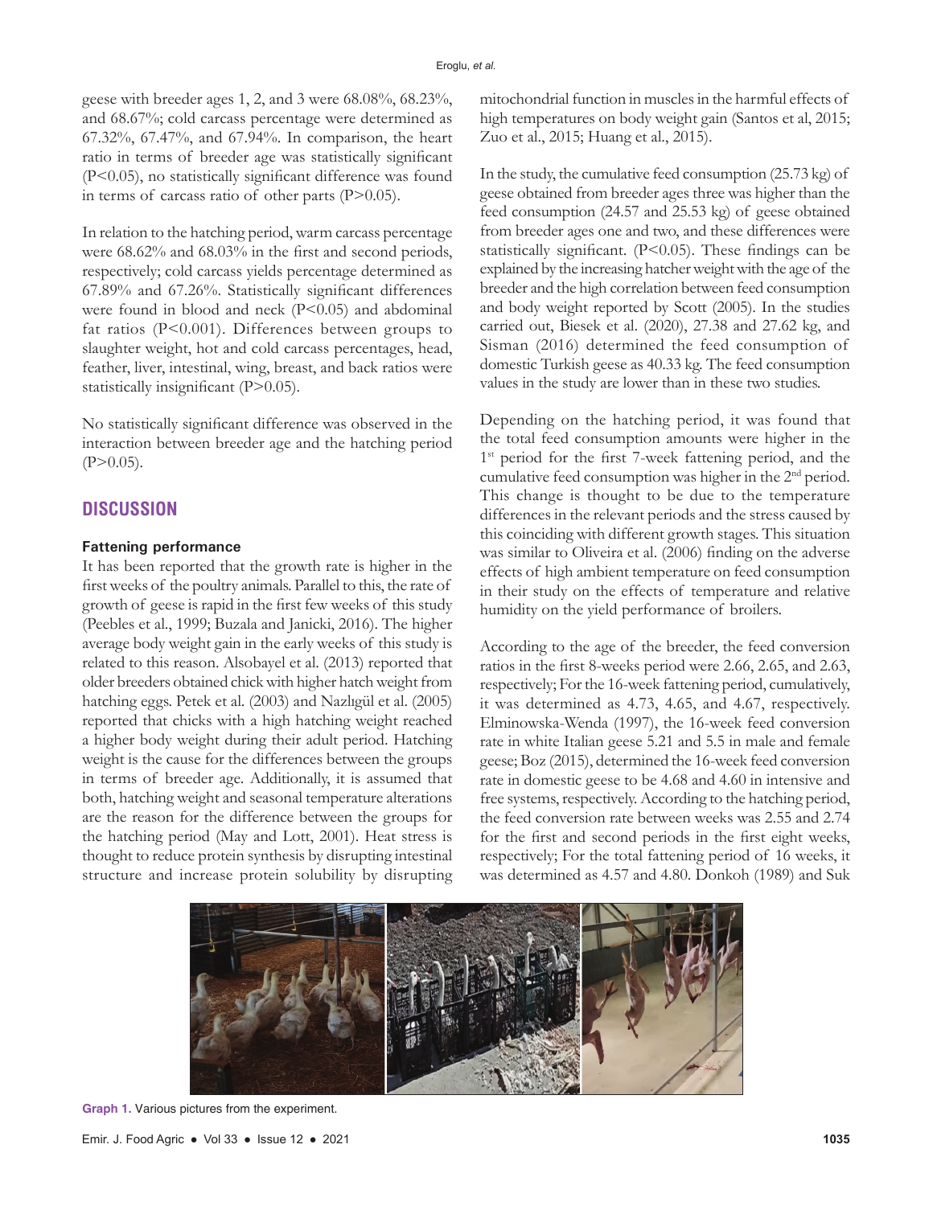geese with breeder ages 1, 2, and 3 were 68.08%, 68.23%, and 68.67%; cold carcass percentage were determined as 67.32%, 67.47%, and 67.94%. In comparison, the heart ratio in terms of breeder age was statistically significant (P<0.05), no statistically significant difference was found in terms of carcass ratio of other parts (P>0.05).

In relation to the hatching period, warm carcass percentage were 68.62% and 68.03% in the first and second periods, respectively; cold carcass yields percentage determined as 67.89% and 67.26%. Statistically significant differences were found in blood and neck (P<0.05) and abdominal fat ratios (P<0.001). Differences between groups to slaughter weight, hot and cold carcass percentages, head, feather, liver, intestinal, wing, breast, and back ratios were statistically insignificant (P>0.05).

No statistically significant difference was observed in the interaction between breeder age and the hatching period (P>0.05).

## DISCUSSION

### Fattening performance

It has been reported that the growth rate is higher in the first weeks of the poultry animals. Parallel to this, the rate of growth of geese is rapid in the first few weeks of this study (Peebles et al., 1999; Buzala and Janicki, 2016). The higher average body weight gain in the early weeks of this study is related to this reason. Alsobayel et al. (2013) reported that older breeders obtained chick with higher hatch weight from hatching eggs. Petek et al. (2003) and Nazlıgül et al. (2005) reported that chicks with a high hatching weight reached a higher body weight during their adult period. Hatching weight is the cause for the differences between the groups in terms of breeder age. Additionally, it is assumed that both, hatching weight and seasonal temperature alterations are the reason for the difference between the groups for the hatching period (May and Lott, 2001). Heat stress is thought to reduce protein synthesis by disrupting intestinal structure and increase protein solubility by disrupting mitochondrial function in muscles in the harmful effects of high temperatures on body weight gain (Santos et al, 2015; Zuo et al., 2015; Huang et al., 2015).

In the study, the cumulative feed consumption (25.73 kg) of geese obtained from breeder ages three was higher than the feed consumption (24.57 and 25.53 kg) of geese obtained from breeder ages one and two, and these differences were statistically significant. (P<0.05). These findings can be explained by the increasing hatcher weight with the age of the breeder and the high correlation between feed consumption and body weight reported by Scott (2005). In the studies carried out, Biesek et al. (2020), 27.38 and 27.62 kg, and Sisman (2016) determined the feed consumption of domestic Turkish geese as 40.33 kg. The feed consumption values in the study are lower than in these two studies.

Depending on the hatching period, it was found that the total feed consumption amounts were higher in the 1st period for the first 7-week fattening period, and the cumulative feed consumption was higher in the 2nd period. This change is thought to be due to the temperature differences in the relevant periods and the stress caused by this coinciding with different growth stages. This situation was similar to Oliveira et al. (2006) finding on the adverse effects of high ambient temperature on feed consumption in their study on the effects of temperature and relative humidity on the yield performance of broilers.

According to the age of the breeder, the feed conversion ratios in the first 8-weeks period were 2.66, 2.65, and 2.63, respectively; For the 16-week fattening period, cumulatively, it was determined as 4.73, 4.65, and 4.67, respectively. Elminowska-Wenda (1997), the 16-week feed conversion rate in white Italian geese 5.21 and 5.5 in male and female geese; Boz (2015), determined the 16-week feed conversion rate in domestic geese to be 4.68 and 4.60 in intensive and free systems, respectively. According to the hatching period, the feed conversion rate between weeks was 2.55 and 2.74 for the first and second periods in the first eight weeks, respectively; For the total fattening period of 16 weeks, it was determined as 4.57 and 4.80. Donkoh (1989) and Suk

**Graph 1.** Various pictures from the experiment.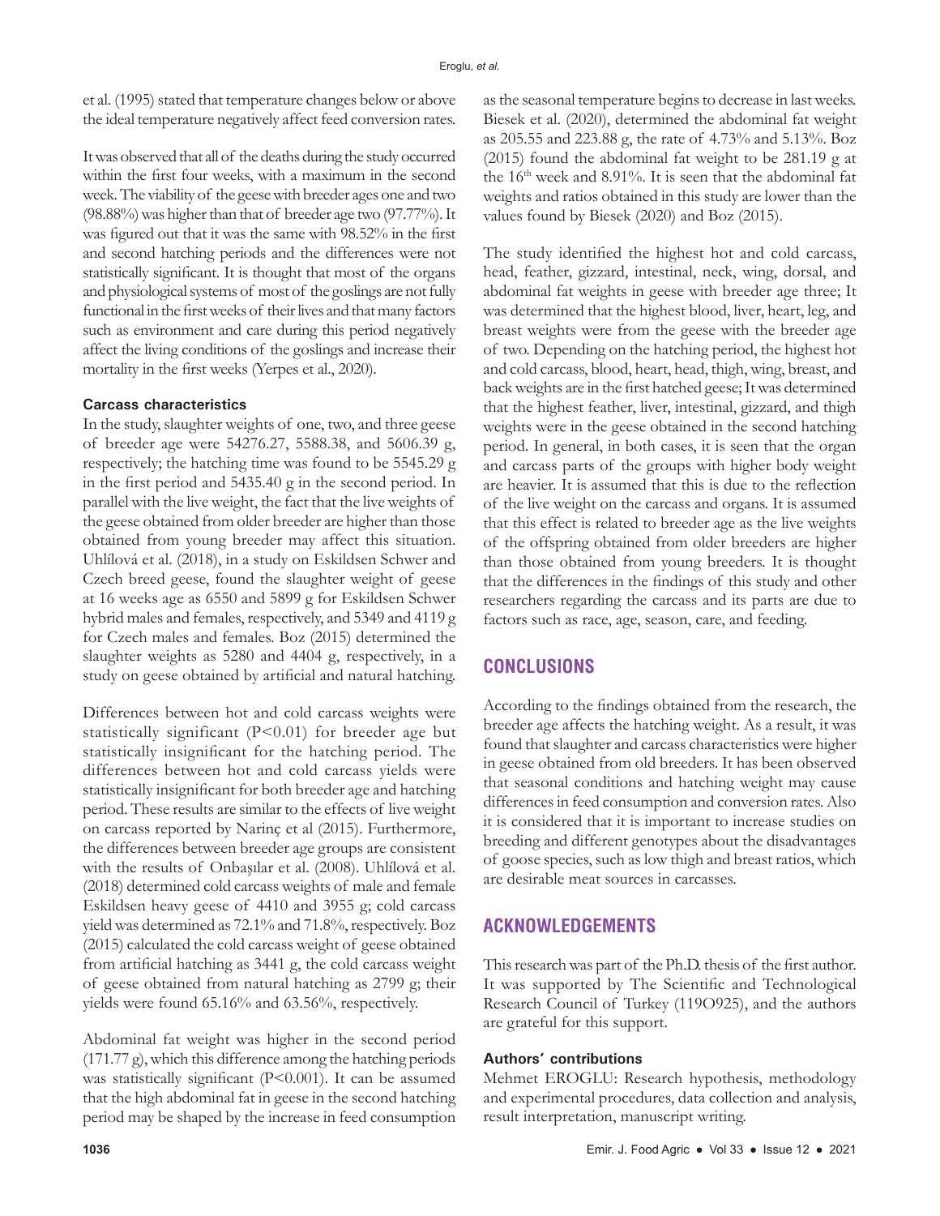et al. (1995) stated that temperature changes below or above the ideal temperature negatively affect feed conversion rates.

It was observed that all of the deaths during the study occurred within the first four weeks, with a maximum in the second week. The viability of the geese with breeder ages one and two (98.88%) was higher than that of breeder age two (97.77%). It was figured out that it was the same with 98.52% in the first and second hatching periods and the differences were not statistically significant. It is thought that most of the organs and physiological systems of most of the goslings are not fully functional in the first weeks of their lives and that many factors such as environment and care during this period negatively affect the living conditions of the goslings and increase their mortality in the first weeks (Yerpes et al., 2020).

#### Carcass characteristics

In the study, slaughter weights of one, two, and three geese of breeder age were 54276.27, 5588.38, and 5606.39 g, respectively; the hatching time was found to be 5545.29 g in the first period and 5435.40 g in the second period. In parallel with the live weight, the fact that the live weights of the geese obtained from older breeder are higher than those obtained from young breeder may affect this situation. Uhlířová et al. (2018), in a study on Eskildsen Schwer and Czech breed geese, found the slaughter weight of geese at 16 weeks age as 6550 and 5899 g for Eskildsen Schwer hybrid males and females, respectively, and 5349 and 4119 g for Czech males and females. Boz (2015) determined the slaughter weights as 5280 and 4404 g, respectively, in a study on geese obtained by artificial and natural hatching.

Differences between hot and cold carcass weights were statistically significant ($P<0.01$) for breeder age but statistically insignificant for the hatching period. The differences between hot and cold carcass yields were statistically insignificant for both breeder age and hatching period. These results are similar to the effects of live weight on carcass reported by Narinç et al (2015). Furthermore, the differences between breeder age groups are consistent with the results of Onbaşılar et al. (2008). Uhlířová et al. (2018) determined cold carcass weights of male and female Eskildsen heavy geese of 4410 and 3955 g; cold carcass yield was determined as 72.1% and 71.8%, respectively. Boz (2015) calculated the cold carcass weight of geese obtained from artificial hatching as 3441 g, the cold carcass weight of geese obtained from natural hatching as 2799 g; their yields were found 65.16% and 63.56%, respectively.

Abdominal fat weight was higher in the second period (171.77 g), which this difference among the hatching periods was statistically significant ($P<0.001$). It can be assumed that the high abdominal fat in geese in the second hatching period may be shaped by the increase in feed consumption as the seasonal temperature begins to decrease in last weeks. Biesek et al. (2020), determined the abdominal fat weight as 205.55 and 223.88 g, the rate of 4.73% and 5.13%. Boz (2015) found the abdominal fat weight to be 281.19 g at the 16th week and 8.91%. It is seen that the abdominal fat weights and ratios obtained in this study are lower than the values found by Biesek (2020) and Boz (2015).

The study identified the highest hot and cold carcass, head, feather, gizzard, intestinal, neck, wing, dorsal, and abdominal fat weights in geese with breeder age three; It was determined that the highest blood, liver, heart, leg, and breast weights were from the geese with the breeder age of two. Depending on the hatching period, the highest hot and cold carcass, blood, heart, head, thigh, wing, breast, and back weights are in the first hatched geese; It was determined that the highest feather, liver, intestinal, gizzard, and thigh weights were in the geese obtained in the second hatching period. In general, in both cases, it is seen that the organ and carcass parts of the groups with higher body weight are heavier. It is assumed that this is due to the reflection of the live weight on the carcass and organs. It is assumed that this effect is related to breeder age as the live weights of the offspring obtained from older breeders are higher than those obtained from young breeders. It is thought that the differences in the findings of this study and other researchers regarding the carcass and its parts are due to factors such as race, age, season, care, and feeding.

## CONCLUSIONS

According to the findings obtained from the research, the breeder age affects the hatching weight. As a result, it was found that slaughter and carcass characteristics were higher in geese obtained from old breeders. It has been observed that seasonal conditions and hatching weight may cause differences in feed consumption and conversion rates. Also it is considered that it is important to increase studies on breeding and different genotypes about the disadvantages of goose species, such as low thigh and breast ratios, which are desirable meat sources in carcasses.

## ACKNOWLEDGEMENTS

This research was part of the Ph.D. thesis of the first author. It was supported by The Scientific and Technological Research Council of Turkey (119O925), and the authors are grateful for this support.

#### Authors' contributions

Mehmet EROGLU: Research hypothesis, methodology and experimental procedures, data collection and analysis, result interpretation, manuscript writing.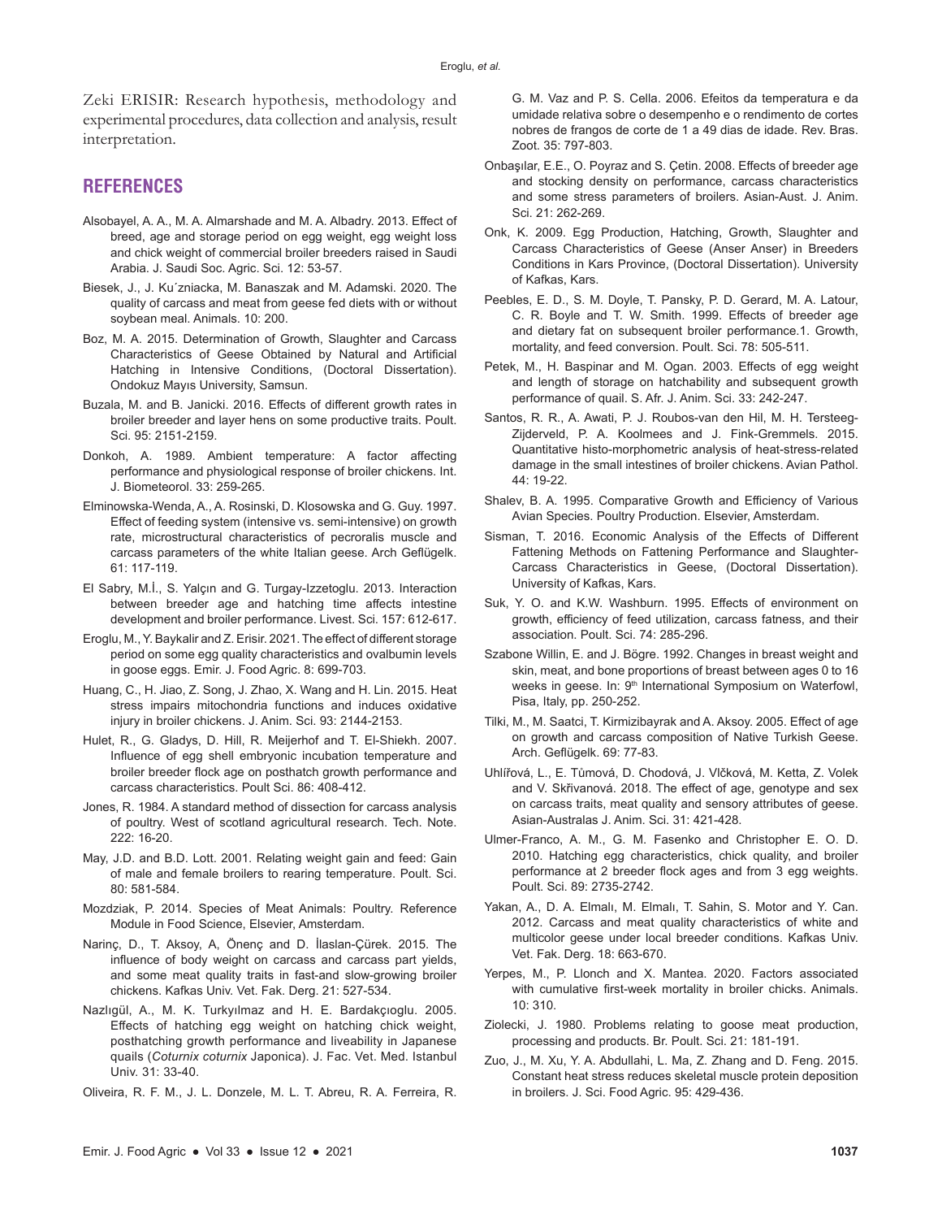Zeki ERISIR: Research hypothesis, methodology and experimental procedures, data collection and analysis, result interpretation.

## REFERENCES

Alsobayel, A. A., M. A. Almarshade and M. A. Albadry. 2013. Effect of breed, age and storage period on egg weight, egg weight loss and chick weight of commercial broiler breeders raised in Saudi Arabia. J. Saudi Soc. Agric. Sci. 12: 53-57.

Biesek, J., J. Ku´zniacka, M. Banaszak and M. Adamski. 2020. The quality of carcass and meat from geese fed diets with or without soybean meal. Animals. 10: 200.

Boz, M. A. 2015. Determination of Growth, Slaughter and Carcass Characteristics of Geese Obtained by Natural and Artificial Hatching in Intensive Conditions, (Doctoral Dissertation). Ondokuz Mayıs University, Samsun.

Buzala, M. and B. Janicki. 2016. Effects of different growth rates in broiler breeder and layer hens on some productive traits. Poult. Sci. 95: 2151-2159.

Donkoh, A. 1989. Ambient temperature: A factor affecting performance and physiological response of broiler chickens. Int. J. Biometeorol. 33: 259-265.

Elminowska-Wenda, A., A. Rosinski, D. Klosowska and G. Guy. 1997. Effect of feeding system (intensive vs. semi-intensive) on growth rate, microstructural characteristics of pecroralis muscle and carcass parameters of the white Italian geese. Arch Geflügelk. 61: 117-119.

El Sabry, M.İ., S. Yalçın and G. Turgay-Izzetoglu. 2013. Interaction between breeder age and hatching time affects intestine development and broiler performance. Livest. Sci. 157: 612-617.

Eroglu, M., Y. Baykalir and Z. Erisir. 2021. The effect of different storage period on some egg quality characteristics and ovalbumin levels in goose eggs. Emir. J. Food Agric. 8: 699-703.

Huang, C., H. Jiao, Z. Song, J. Zhao, X. Wang and H. Lin. 2015. Heat stress impairs mitochondria functions and induces oxidative injury in broiler chickens. J. Anim. Sci. 93: 2144-2153.

Hulet, R., G. Gladys, D. Hill, R. Meijerhof and T. El-Shiekh. 2007. Influence of egg shell embryonic incubation temperature and broiler breeder flock age on posthatch growth performance and carcass characteristics. Poult Sci. 86: 408-412.

Jones, R. 1984. A standard method of dissection for carcass analysis of poultry. West of scotland agricultural research. Tech. Note. 222: 16-20.

May, J.D. and B.D. Lott. 2001. Relating weight gain and feed: Gain of male and female broilers to rearing temperature. Poult. Sci. 80: 581-584.

Mozdziak, P. 2014. Species of Meat Animals: Poultry. Reference Module in Food Science, Elsevier, Amsterdam.

Narinç, D., T. Aksoy, A, Önenç and D. İlaslan-Çürek. 2015. The influence of body weight on carcass and carcass part yields, and some meat quality traits in fast-and slow-growing broiler chickens. Kafkas Univ. Vet. Fak. Derg. 21: 527-534.

Nazlıgül, A., M. K. Turkyılmaz and H. E. Bardakçıoglu. 2005. Effects of hatching egg weight on hatching chick weight, posthatching growth performance and liveability in Japanese quails (*Coturnix coturnix* Japonica). J. Fac. Vet. Med. Istanbul Univ. 31: 33-40.

Oliveira, R. F. M., J. L. Donzele, M. L. T. Abreu, R. A. Ferreira, R. G. M. Vaz and P. S. Cella. 2006. Efeitos da temperatura e da umidade relativa sobre o desempenho e o rendimento de cortes nobres de frangos de corte de 1 a 49 dias de idade. Rev. Bras. Zoot. 35: 797-803.

Onbaşılar, E.E., O. Poyraz and S. Çetin. 2008. Effects of breeder age and stocking density on performance, carcass characteristics and some stress parameters of broilers. Asian-Aust. J. Anim. Sci. 21: 262-269.

Onk, K. 2009. Egg Production, Hatching, Growth, Slaughter and Carcass Characteristics of Geese (Anser Anser) in Breeders Conditions in Kars Province, (Doctoral Dissertation). University of Kafkas, Kars.

Peebles, E. D., S. M. Doyle, T. Pansky, P. D. Gerard, M. A. Latour, C. R. Boyle and T. W. Smith. 1999. Effects of breeder age and dietary fat on subsequent broiler performance.1. Growth, mortality, and feed conversion. Poult. Sci. 78: 505-511.

Petek, M., H. Baspinar and M. Ogan. 2003. Effects of egg weight and length of storage on hatchability and subsequent growth performance of quail. S. Afr. J. Anim. Sci. 33: 242-247.

Santos, R. R., A. Awati, P. J. Roubos-van den Hil, M. H. Tersteeg-Zijderveld, P. A. Koolmees and J. Fink-Gremmels. 2015. Quantitative histo-morphometric analysis of heat-stress-related damage in the small intestines of broiler chickens. Avian Pathol. 44: 19-22.

Shalev, B. A. 1995. Comparative Growth and Efficiency of Various Avian Species. Poultry Production. Elsevier, Amsterdam.

Sisman, T. 2016. Economic Analysis of the Effects of Different Fattening Methods on Fattening Performance and Slaughter-Carcass Characteristics in Geese, (Doctoral Dissertation). University of Kafkas, Kars.

Suk, Y. O. and K.W. Washburn. 1995. Effects of environment on growth, efficiency of feed utilization, carcass fatness, and their association. Poult. Sci. 74: 285-296.

Szabone Willin, E. and J. Bögre. 1992. Changes in breast weight and skin, meat, and bone proportions of breast between ages 0 to 16 weeks in geese. In: 9th International Symposium on Waterfowl, Pisa, Italy, pp. 250-252.

Tilki, M., M. Saatci, T. Kirmizibayrak and A. Aksoy. 2005. Effect of age on growth and carcass composition of Native Turkish Geese. Arch. Geflügelk. 69: 77-83.

Uhlířová, L., E. Tůmová, D. Chodová, J. Vlčková, M. Ketta, Z. Volek and V. Skřivanová. 2018. The effect of age, genotype and sex on carcass traits, meat quality and sensory attributes of geese. Asian-Australas J. Anim. Sci. 31: 421-428.

Ulmer-Franco, A. M., G. M. Fasenko and Christopher E. O. D. 2010. Hatching egg characteristics, chick quality, and broiler performance at 2 breeder flock ages and from 3 egg weights. Poult. Sci. 89: 2735-2742.

Yakan, A., D. A. Elmalı, M. Elmalı, T. Sahin, S. Motor and Y. Can. 2012. Carcass and meat quality characteristics of white and multicolor geese under local breeder conditions. Kafkas Univ. Vet. Fak. Derg. 18: 663-670.

Yerpes, M., P. Llonch and X. Mantea. 2020. Factors associated with cumulative first-week mortality in broiler chicks. Animals. 10: 310.

Ziolecki, J. 1980. Problems relating to goose meat production, processing and products. Br. Poult. Sci. 21: 181-191.

Zuo, J., M. Xu, Y. A. Abdullahi, L. Ma, Z. Zhang and D. Feng. 2015. Constant heat stress reduces skeletal muscle protein deposition in broilers. J. Sci. Food Agric. 95: 429-436.